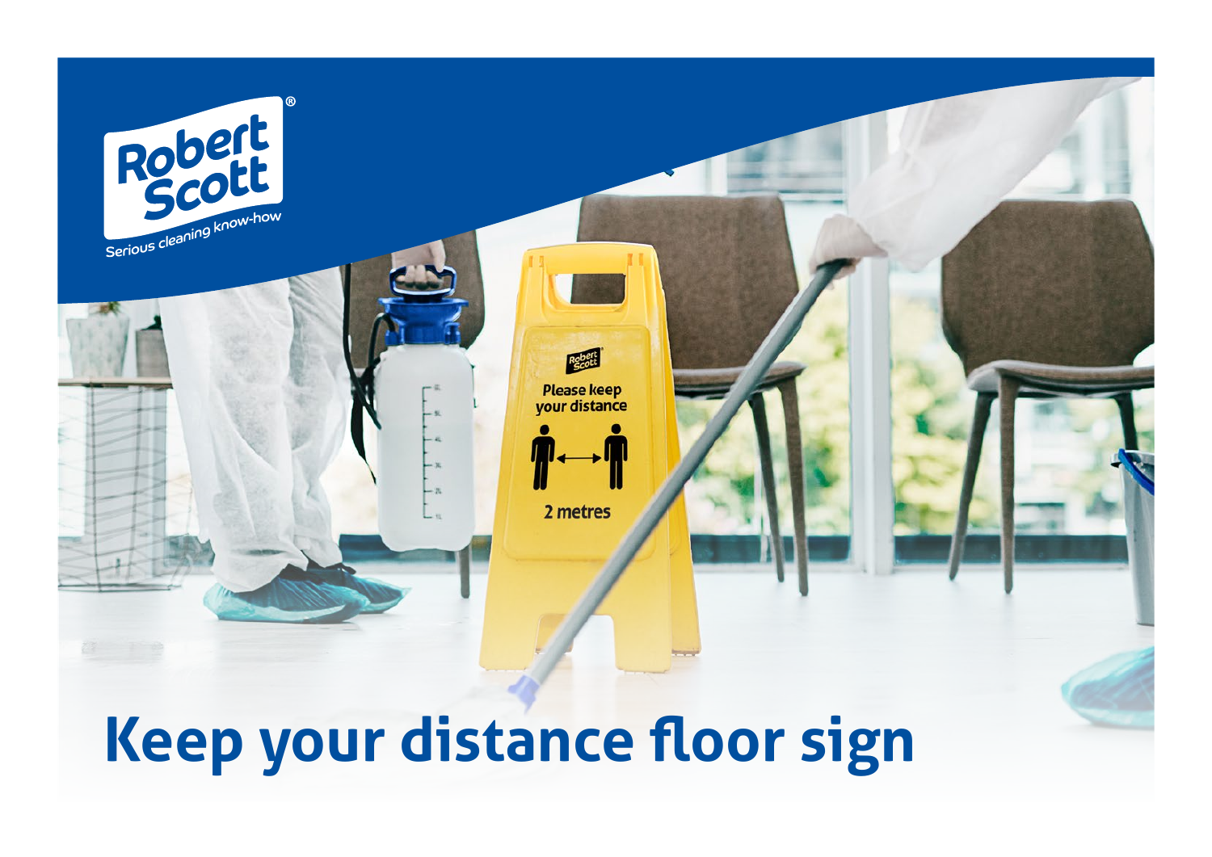Robert Scott

Serious cleaning know-how

# Keep your distance floor sign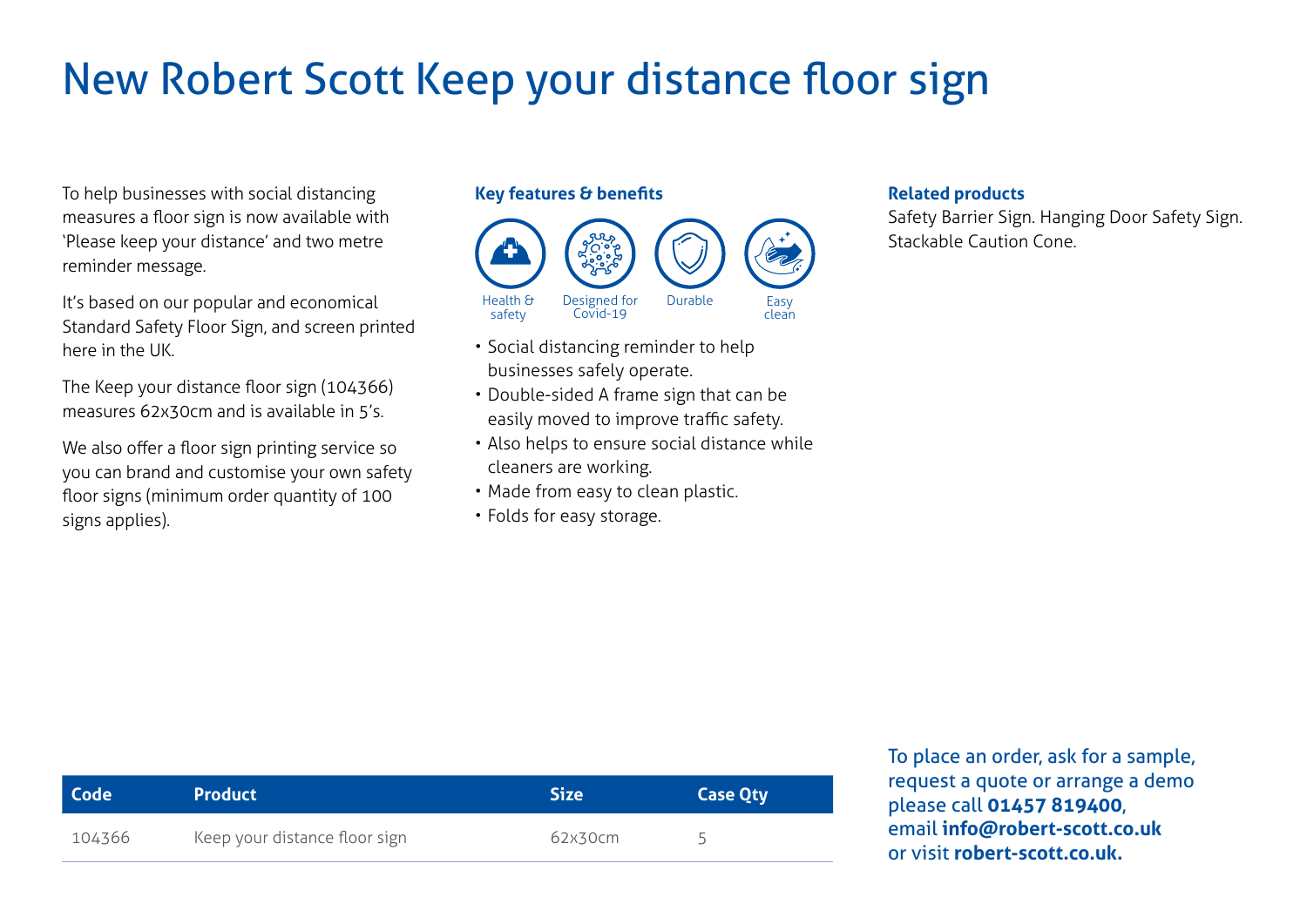# New Robert Scott Keep your distance floor sign

To help businesses with social distancing measures a floor sign is now available with 'Please keep your distance' and two metre reminder message.

It's based on our popular and economical Standard Safety Floor Sign, and screen printed here in the UK.

The Keep your distance floor sign (104366) measures 62x30cm and is available in 5's.

We also offer a floor sign printing service so you can brand and customise your own safety floor signs (minimum order quantity of 100 signs applies).

**Key features & benefits**

Health & safety
Designed for Covid-19
Durable
Easy clean

- Social distancing reminder to help businesses safely operate.
- Double-sided A frame sign that can be easily moved to improve traffic safety.
- Also helps to ensure social distance while cleaners are working.
- Made from easy to clean plastic.
- Folds for easy storage.

**Related products**

Safety Barrier Sign. Hanging Door Safety Sign. Stackable Caution Cone.

| Code | Product | Size | Case Qty |
|---|---|---|---|
| 104366 | Keep your distance floor sign | 62x30cm | 5 |

To place an order, ask for a sample, request a quote or arrange a demo please call **01457 819400**, email **info@robert-scott.co.uk** or visit **robert-scott.co.uk.**